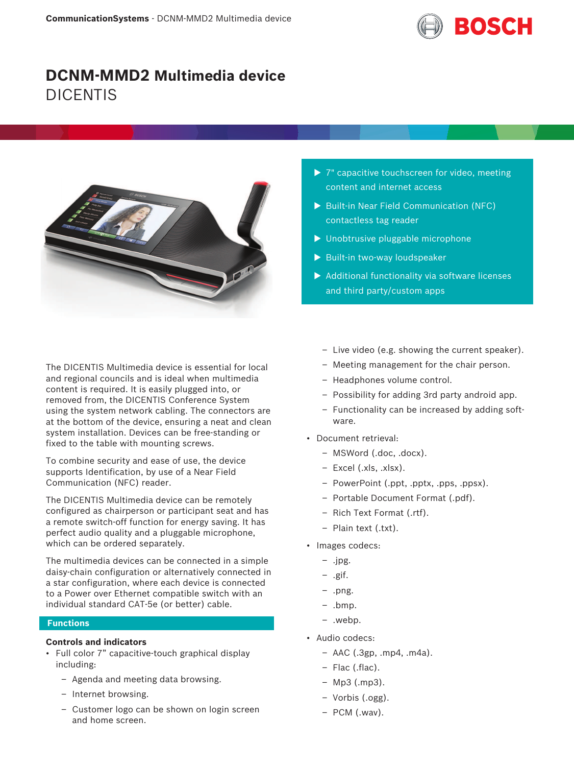# DCNM-MMD2 Multimedia device

DICENTIS

- ▶ 7" capacitive touchscreen for video, meeting content and internet access
- ▶ Built-in Near Field Communication (NFC) contactless tag reader
- ▶ Unobtrusive pluggable microphone
- ▶ Built-in two-way loudspeaker
- ▶ Additional functionality via software licenses and third party/custom apps

The DICENTIS Multimedia device is essential for local and regional councils and is ideal when multimedia content is required. It is easily plugged into, or removed from, the DICENTIS Conference System using the system network cabling. The connectors are at the bottom of the device, ensuring a neat and clean system installation. Devices can be free-standing or fixed to the table with mounting screws.

To combine security and ease of use, the device supports Identification, by use of a Near Field Communication (NFC) reader.

The DICENTIS Multimedia device can be remotely configured as chairperson or participant seat and has a remote switch-off function for energy saving. It has perfect audio quality and a pluggable microphone, which can be ordered separately.

The multimedia devices can be connected in a simple daisy-chain configuration or alternatively connected in a star configuration, where each device is connected to a Power over Ethernet compatible switch with an individual standard CAT-5e (or better) cable.

## Functions

### Controls and indicators

- Full color 7” capacitive-touch graphical display including:
  - Agenda and meeting data browsing.
  - Internet browsing.
  - Customer logo can be shown on login screen and home screen.
  - Live video (e.g. showing the current speaker).
  - Meeting management for the chair person.
  - Headphones volume control.
  - Possibility for adding 3rd party android app.
  - Functionality can be increased by adding software.
- Document retrieval:
  - MSWord (.doc, .docx).
  - Excel (.xls, .xlsx).
  - PowerPoint (.ppt, .pptx, .pps, .ppsx).
  - Portable Document Format (.pdf).
  - Rich Text Format (.rtf).
  - Plain text (.txt).
- Images codecs:
  - .jpg.
  - .gif.
  - .png.
  - .bmp.
  - .webp.
- Audio codecs:
  - AAC (.3gp, .mp4, .m4a).
  - Flac (.flac).
  - Mp3 (.mp3).
  - Vorbis (.ogg).
  - PCM (.wav).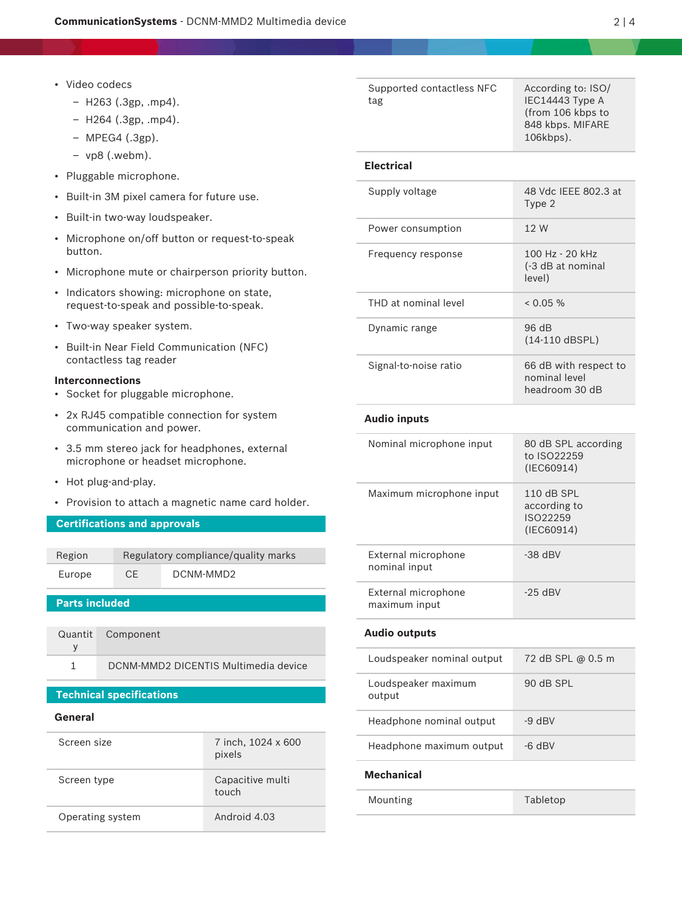- Video codecs
  - H263 (.3gp, .mp4).
  - H264 (.3gp, .mp4).
  - MPEG4 (.3gp).
  - vp8 (.webm).
- Pluggable microphone.
- Built-in 3M pixel camera for future use.
- Built-in two-way loudspeaker.
- Microphone on/off button or request-to-speak button.
- Microphone mute or chairperson priority button.
- Indicators showing: microphone on state, request-to-speak and possible-to-speak.
- Two-way speaker system.
- Built-in Near Field Communication (NFC) contactless tag reader

**Interconnections**

- Socket for pluggable microphone.
- 2x RJ45 compatible connection for system communication and power.
- 3.5 mm stereo jack for headphones, external microphone or headset microphone.
- Hot plug-and-play.
- Provision to attach a magnetic name card holder.

## Certifications and approvals

| Region | Regulatory compliance/quality marks | |
|---|---|---|
| Europe | CE | DCNM-MMD2 |

## Parts included

| Quantity | Component |
|---|---|
| 1 | DCNM-MMD2 DICENTIS Multimedia device |

## Technical specifications

### General

| | |
|---|---|
| Screen size | 7 inch, 1024 x 600 pixels |
| Screen type | Capacitive multi touch |
| Operating system | Android 4.03 |
| Supported contactless NFC tag | According to: ISO/IEC14443 Type A (from 106 kbps to 848 kbps. MIFARE 106kbps). |

### Electrical

| | |
|---|---|
| Supply voltage | 48 Vdc IEEE 802.3 at Type 2 |
| Power consumption | 12 W |
| Frequency response | 100 Hz - 20 kHz (-3 dB at nominal level) |
| THD at nominal level | < 0.05 % |
| Dynamic range | 96 dB (14-110 dBSPL) |
| Signal-to-noise ratio | 66 dB with respect to nominal level headroom 30 dB |

### Audio inputs

| | |
|---|---|
| Nominal microphone input | 80 dB SPL according to ISO22259 (IEC60914) |
| Maximum microphone input | 110 dB SPL according to ISO22259 (IEC60914) |
| External microphone nominal input | -38 dBV |
| External microphone maximum input | -25 dBV |

### Audio outputs

| | |
|---|---|
| Loudspeaker nominal output | 72 dB SPL @ 0.5 m |
| Loudspeaker maximum output | 90 dB SPL |
| Headphone nominal output | -9 dBV |
| Headphone maximum output | -6 dBV |

### Mechanical

| | |
|---|---|
| Mounting | Tabletop |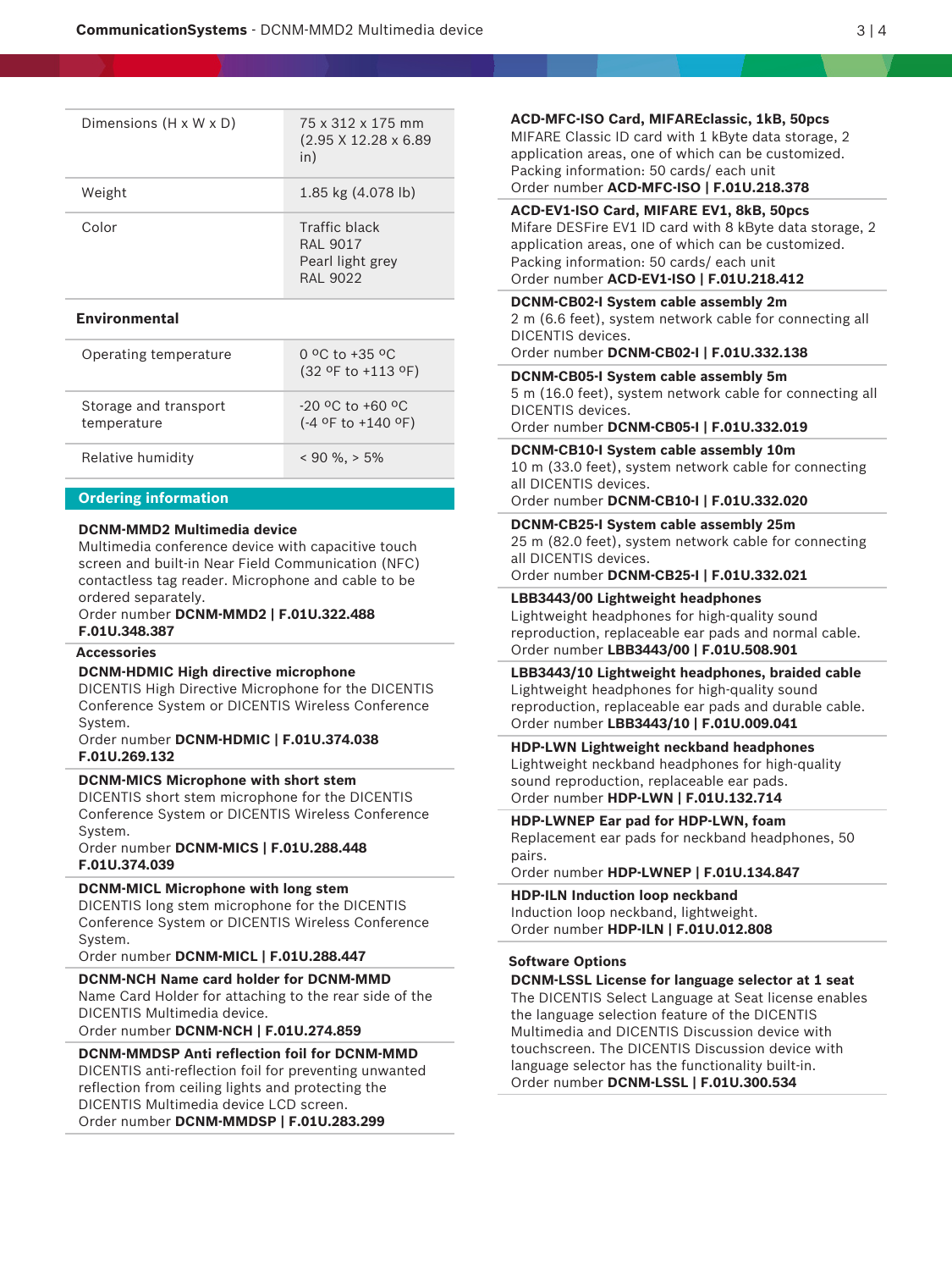| | |
|---|---|
| Dimensions (H x W x D) | 75 x 312 x 175 mm (2.95 X 12.28 x 6.89 in) |
| Weight | 1.85 kg (4.078 lb) |
| Color | Traffic black RAL 9017 Pearl light grey RAL 9022 |

**Environmental**

| | |
|---|---|
| Operating temperature | 0 ºC to +35 ºC (32 ºF to +113 ºF) |
| Storage and transport temperature | -20 ºC to +60 ºC (-4 ºF to +140 ºF) |
| Relative humidity | < 90 %, > 5% |

## Ordering information

**DCNM-MMD2 Multimedia device**
Multimedia conference device with capacitive touch screen and built-in Near Field Communication (NFC) contactless tag reader. Microphone and cable to be ordered separately.
Order number **DCNM-MMD2 | F.01U.322.488 F.01U.348.387**

### Accessories

**DCNM-HDMIC High directive microphone**
DICENTIS High Directive Microphone for the DICENTIS Conference System or DICENTIS Wireless Conference System.
Order number **DCNM-HDMIC | F.01U.374.038 F.01U.269.132**

**DCNM-MICS Microphone with short stem**
DICENTIS short stem microphone for the DICENTIS Conference System or DICENTIS Wireless Conference System.
Order number **DCNM-MICS | F.01U.288.448 F.01U.374.039**

**DCNM-MICL Microphone with long stem**
DICENTIS long stem microphone for the DICENTIS Conference System or DICENTIS Wireless Conference System.
Order number **DCNM-MICL | F.01U.288.447**

**DCNM-NCH Name card holder for DCNM-MMD**
Name Card Holder for attaching to the rear side of the DICENTIS Multimedia device.
Order number **DCNM-NCH | F.01U.274.859**

**DCNM-MMDSP Anti reflection foil for DCNM-MMD**
DICENTIS anti-reflection foil for preventing unwanted reflection from ceiling lights and protecting the DICENTIS Multimedia device LCD screen.
Order number **DCNM-MMDSP | F.01U.283.299**

**ACD-MFC-ISO Card, MIFAREclassic, 1kB, 50pcs**
MIFARE Classic ID card with 1 kByte data storage, 2 application areas, one of which can be customized.
Packing information: 50 cards/ each unit
Order number **ACD-MFC-ISO | F.01U.218.378**

**ACD-EV1-ISO Card, MIFARE EV1, 8kB, 50pcs**
Mifare DESFire EV1 ID card with 8 kByte data storage, 2 application areas, one of which can be customized.
Packing information: 50 cards/ each unit
Order number **ACD-EV1-ISO | F.01U.218.412**

**DCNM-CB02-I System cable assembly 2m**
2 m (6.6 feet), system network cable for connecting all DICENTIS devices.
Order number **DCNM-CB02-I | F.01U.332.138**

**DCNM-CB05-I System cable assembly 5m**
5 m (16.0 feet), system network cable for connecting all DICENTIS devices.
Order number **DCNM-CB05-I | F.01U.332.019**

**DCNM-CB10-I System cable assembly 10m**
10 m (33.0 feet), system network cable for connecting all DICENTIS devices.
Order number **DCNM-CB10-I | F.01U.332.020**

**DCNM-CB25-I System cable assembly 25m**
25 m (82.0 feet), system network cable for connecting all DICENTIS devices.
Order number **DCNM-CB25-I | F.01U.332.021**

**LBB3443/00 Lightweight headphones**
Lightweight headphones for high-quality sound reproduction, replaceable ear pads and normal cable.
Order number **LBB3443/00 | F.01U.508.901**

**LBB3443/10 Lightweight headphones, braided cable**
Lightweight headphones for high-quality sound reproduction, replaceable ear pads and durable cable.
Order number **LBB3443/10 | F.01U.009.041**

**HDP-LWN Lightweight neckband headphones**
Lightweight neckband headphones for high-quality sound reproduction, replaceable ear pads.
Order number **HDP-LWN | F.01U.132.714**

**HDP-LWNEP Ear pad for HDP-LWN, foam**
Replacement ear pads for neckband headphones, 50 pairs.
Order number **HDP-LWNEP | F.01U.134.847**

**HDP-ILN Induction loop neckband**
Induction loop neckband, lightweight.
Order number **HDP-ILN | F.01U.012.808**

### Software Options

**DCNM-LSSL License for language selector at 1 seat**
The DICENTIS Select Language at Seat license enables the language selection feature of the DICENTIS Multimedia and DICENTIS Discussion device with touchscreen. The DICENTIS Discussion device with language selector has the functionality built-in.
Order number **DCNM-LSSL | F.01U.300.534**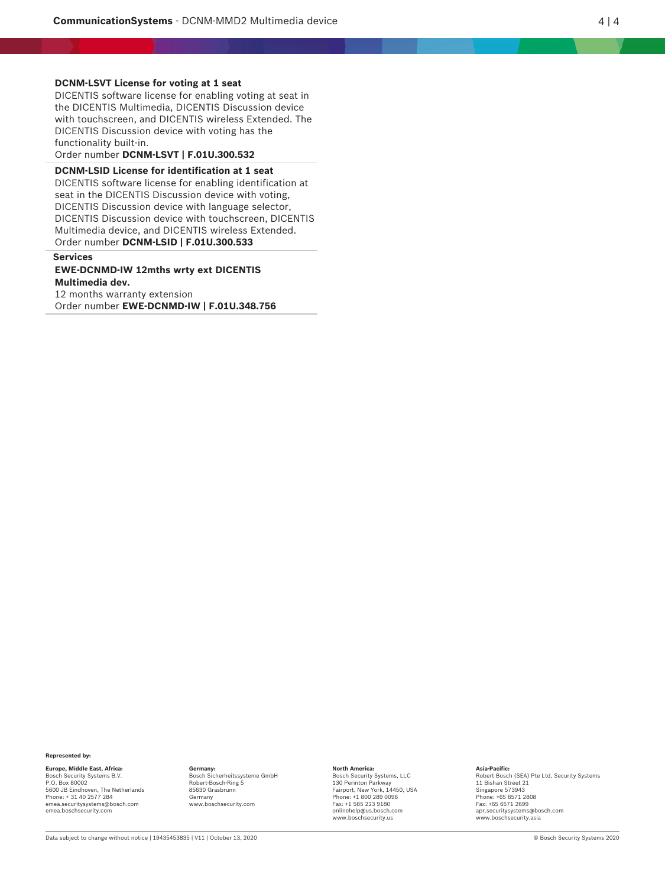**DCNM-LSVT License for voting at 1 seat**

DICENTIS software license for enabling voting at seat in the DICENTIS Multimedia, DICENTIS Discussion device with touchscreen, and DICENTIS wireless Extended. The DICENTIS Discussion device with voting has the functionality built-in.

Order number **DCNM-LSVT | F.01U.300.532**

**DCNM-LSID License for identification at 1 seat**

DICENTIS software license for enabling identification at seat in the DICENTIS Discussion device with voting, DICENTIS Discussion device with language selector, DICENTIS Discussion device with touchscreen, DICENTIS Multimedia device, and DICENTIS wireless Extended.

Order number **DCNM-LSID | F.01U.300.533**

**Services**

**EWE-DCNMD-IW 12mths wrty ext DICENTIS Multimedia dev.**

12 months warranty extension

Order number **EWE-DCNMD-IW | F.01U.348.756**

**Represented by:**

**Europe, Middle East, Africa:**
Bosch Security Systems B.V.
P.O. Box 80002
5600 JB Eindhoven, The Netherlands
Phone: + 31 40 2577 284
emea.securitysystems@bosch.com
emea.boschsecurity.com

**Germany:**
Bosch Sicherheitssysteme GmbH
Robert-Bosch-Ring 5
85630 Grasbrunn
Germany
www.boschsecurity.com

**North America:**
Bosch Security Systems, LLC
130 Perinton Parkway
Fairport, New York, 14450, USA
Phone: +1 800 289 0096
Fax: +1 585 223 9180
onlinehelp@us.bosch.com
www.boschsecurity.us

**Asia-Pacific:**
Robert Bosch (SEA) Pte Ltd, Security Systems
11 Bishan Street 21
Singapore 573943
Phone: +65 6571 2808
Fax: +65 6571 2699
apr.securitysystems@bosch.com
www.boschsecurity.asia

Data subject to change without notice | 19435453835 | V11 | October 13, 2020

© Bosch Security Systems 2020